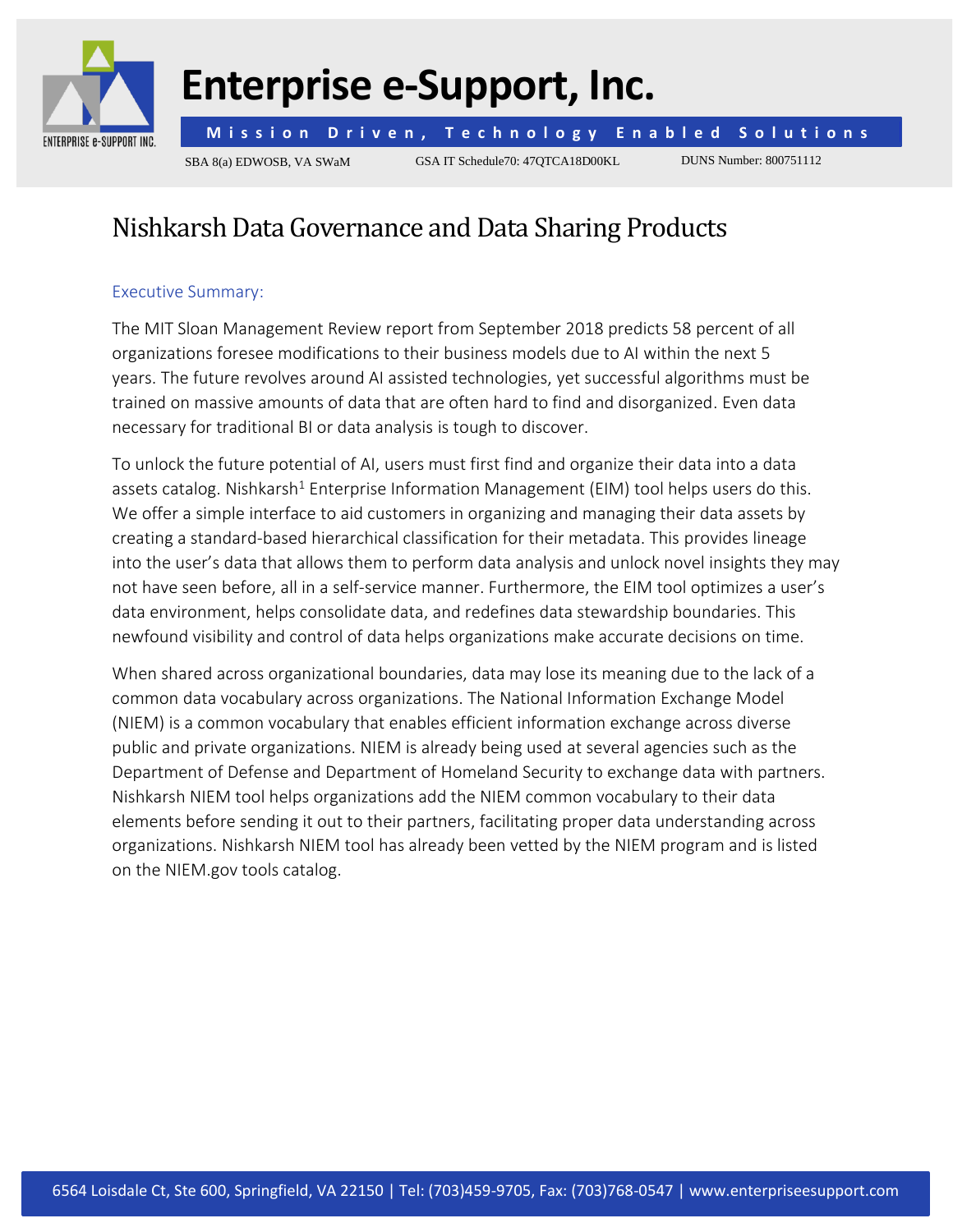# Enterprise e-Support, Inc.

**Mission Driven, Technology Enabled Solutions**

SBA 8(a) EDWOSB, VA SWaM GSA IT Schedule70: 47QTCA18D00KL DUNS Number: 800751112

## Nishkarsh Data Governance and Data Sharing Products

### Executive Summary:

The MIT Sloan Management Review report from September 2018 predicts 58 percent of all organizations foresee modifications to their business models due to AI within the next 5 years. The future revolves around AI assisted technologies, yet successful algorithms must be trained on massive amounts of data that are often hard to find and disorganized. Even data necessary for traditional BI or data analysis is tough to discover.

To unlock the future potential of AI, users must first find and organize their data into a data assets catalog. Nishkarsh[1] Enterprise Information Management (EIM) tool helps users do this. We offer a simple interface to aid customers in organizing and managing their data assets by creating a standard-based hierarchical classification for their metadata. This provides lineage into the user's data that allows them to perform data analysis and unlock novel insights they may not have seen before, all in a self-service manner. Furthermore, the EIM tool optimizes a user's data environment, helps consolidate data, and redefines data stewardship boundaries. This newfound visibility and control of data helps organizations make accurate decisions on time.

When shared across organizational boundaries, data may lose its meaning due to the lack of a common data vocabulary across organizations. The National Information Exchange Model (NIEM) is a common vocabulary that enables efficient information exchange across diverse public and private organizations. NIEM is already being used at several agencies such as the Department of Defense and Department of Homeland Security to exchange data with partners. Nishkarsh NIEM tool helps organizations add the NIEM common vocabulary to their data elements before sending it out to their partners, facilitating proper data understanding across organizations. Nishkarsh NIEM tool has already been vetted by the NIEM program and is listed on the NIEM.gov tools catalog.

6564 Loisdale Ct, Ste 600, Springfield, VA 22150 | Tel: (703)459-9705, Fax: (703)768-0547 | www.enterpriseesupport.com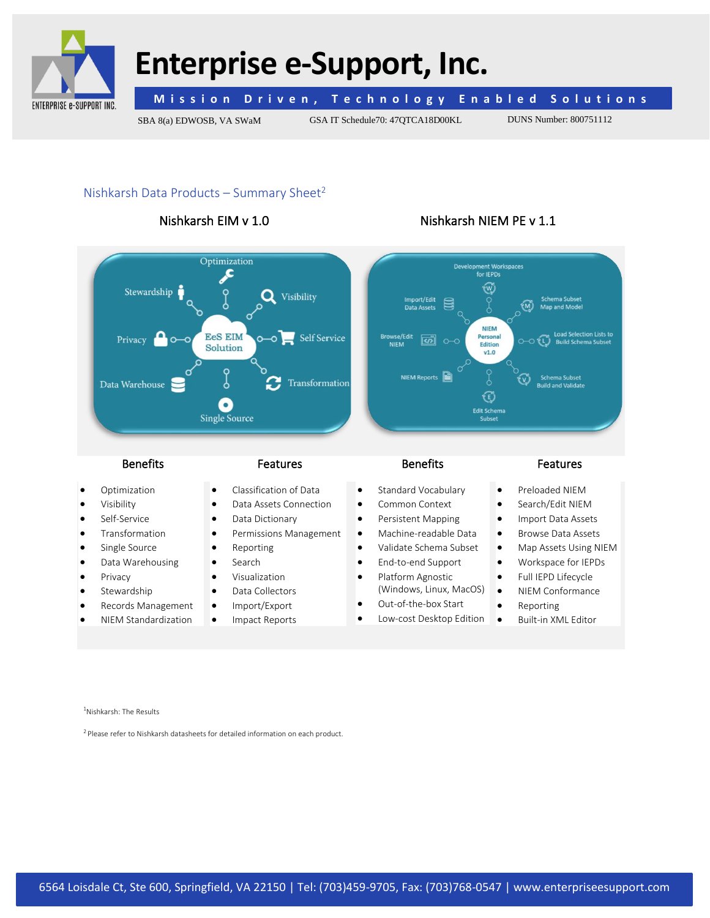# Enterprise e-Support, Inc.

**Mission Driven, Technology Enabled Solutions**

SBA 8(a) EDWOSB, VA SWaM | GSA IT Schedule70: 47QTCA18D00KL | DUNS Number: 800751112

## Nishkarsh Data Products – Summary Sheet[2]

### Nishkarsh EIM v 1.0

Optimization
Stewardship
Visibility
Privacy
EeS EIM Solution
Self Service
Data Warehouse
Transformation
Single Source

#### Benefits

- Optimization
- Visibility
- Self-Service
- Transformation
- Single Source
- Data Warehousing
- Privacy
- Stewardship
- Records Management
- NIEM Standardization

#### Features

- Classification of Data
- Data Assets Connection
- Data Dictionary
- Permissions Management
- Reporting
- Search
- Visualization
- Data Collectors
- Import/Export
- Impact Reports

### Nishkarsh NIEM PE v 1.1

Development Workspaces for IEPDs
Import/Edit Data Assets
Schema Subset Map and Model
Browse/Edit NIEM
NIEM Personal Edition v1.0
Load Selection Lists to Build Schema Subset
NIEM Reports
Schema Subset Build and Validate
Edit Schema Subset

#### Benefits

- Standard Vocabulary
- Common Context
- Persistent Mapping
- Machine-readable Data
- Validate Schema Subset
- End-to-end Support
- Platform Agnostic (Windows, Linux, MacOS)
- Out-of-the-box Start
- Low-cost Desktop Edition

#### Features

- Preloaded NIEM
- Search/Edit NIEM
- Import Data Assets
- Browse Data Assets
- Map Assets Using NIEM
- Workspace for IEPDs
- Full IEPD Lifecycle
- NIEM Conformance
- Reporting
- Built-in XML Editor

---

[1] Nishkarsh: The Results

[2] Please refer to Nishkarsh datasheets for detailed information on each product.

6564 Loisdale Ct, Ste 600, Springfield, VA 22150 | Tel: (703)459-9705, Fax: (703)768-0547 | www.enterpriseesupport.com